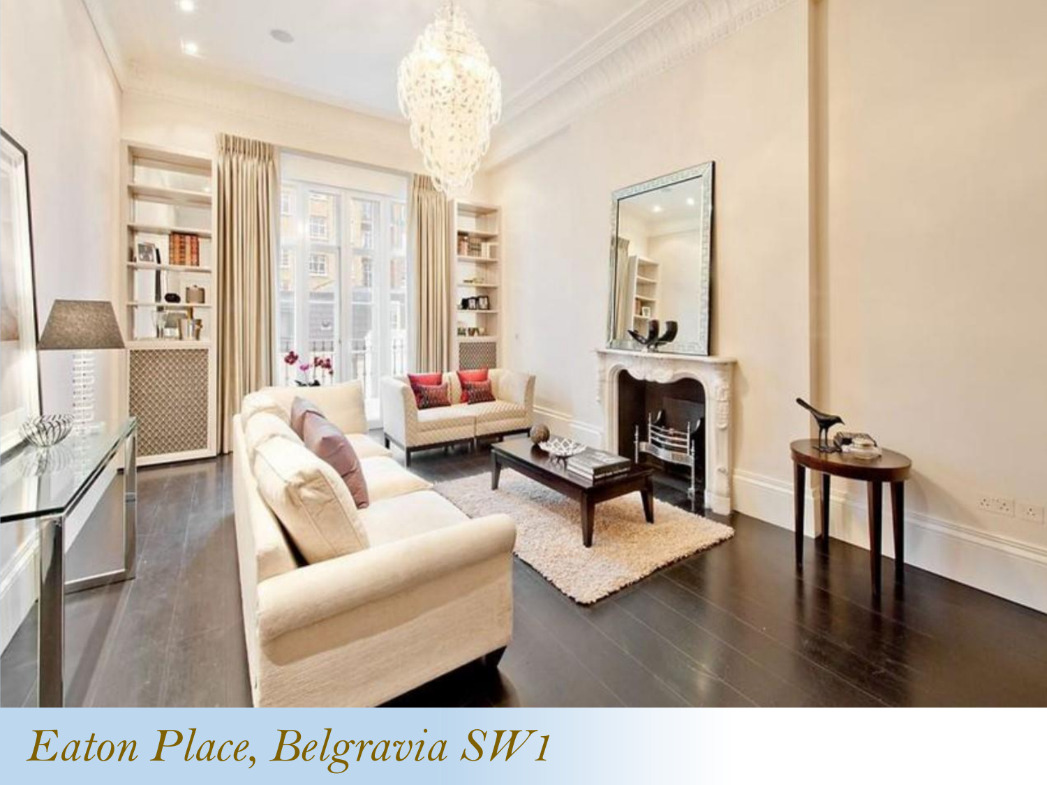*Eaton Place, Belgravia SW1*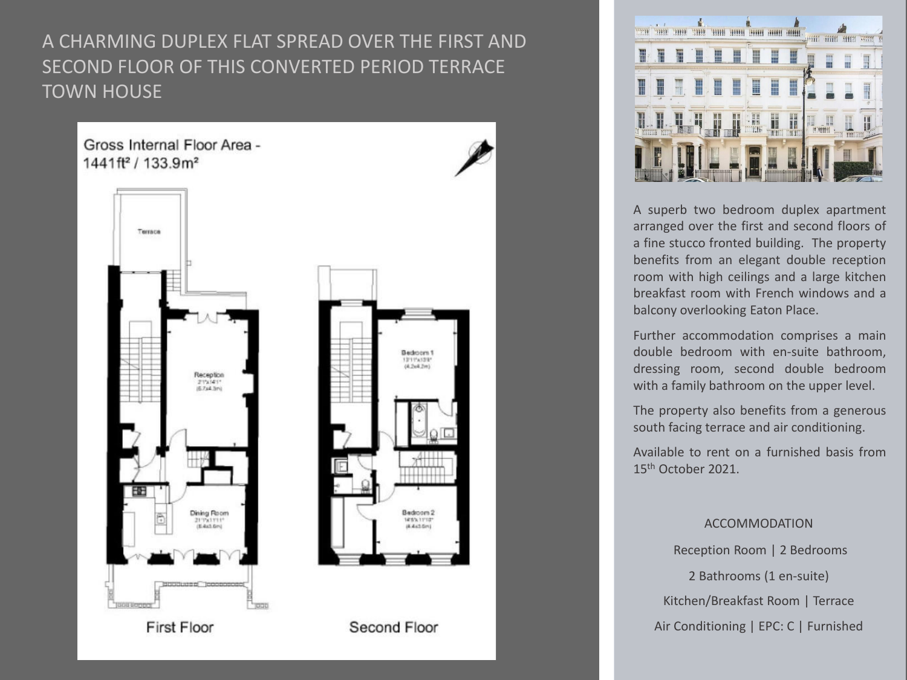# A CHARMING DUPLEX FLAT SPREAD OVER THE FIRST AND SECOND FLOOR OF THIS CONVERTED PERIOD TERRACE TOWN HOUSE

Gross Internal Floor Area - 1441ft² / 133.9m²

Terrace

Reception 21'1"x14'1" (6.7x4.3m)

Dining Room 21'1"x11'11" (6.4x3.6m)

Bedroom 1 13'11"x13'9" (4.2x4.2m)

Bedroom 2 14'6"x 11'10" (4.4x3.6m)

First Floor

Second Floor

A superb two bedroom duplex apartment arranged over the first and second floors of a fine stucco fronted building. The property benefits from an elegant double reception room with high ceilings and a large kitchen breakfast room with French windows and a balcony overlooking Eaton Place.

Further accommodation comprises a main double bedroom with en-suite bathroom, dressing room, second double bedroom with a family bathroom on the upper level.

The property also benefits from a generous south facing terrace and air conditioning.

Available to rent on a furnished basis from 15th October 2021.

ACCOMMODATION

Reception Room | 2 Bedrooms

2 Bathrooms (1 en-suite)

Kitchen/Breakfast Room | Terrace

Air Conditioning | EPC: C | Furnished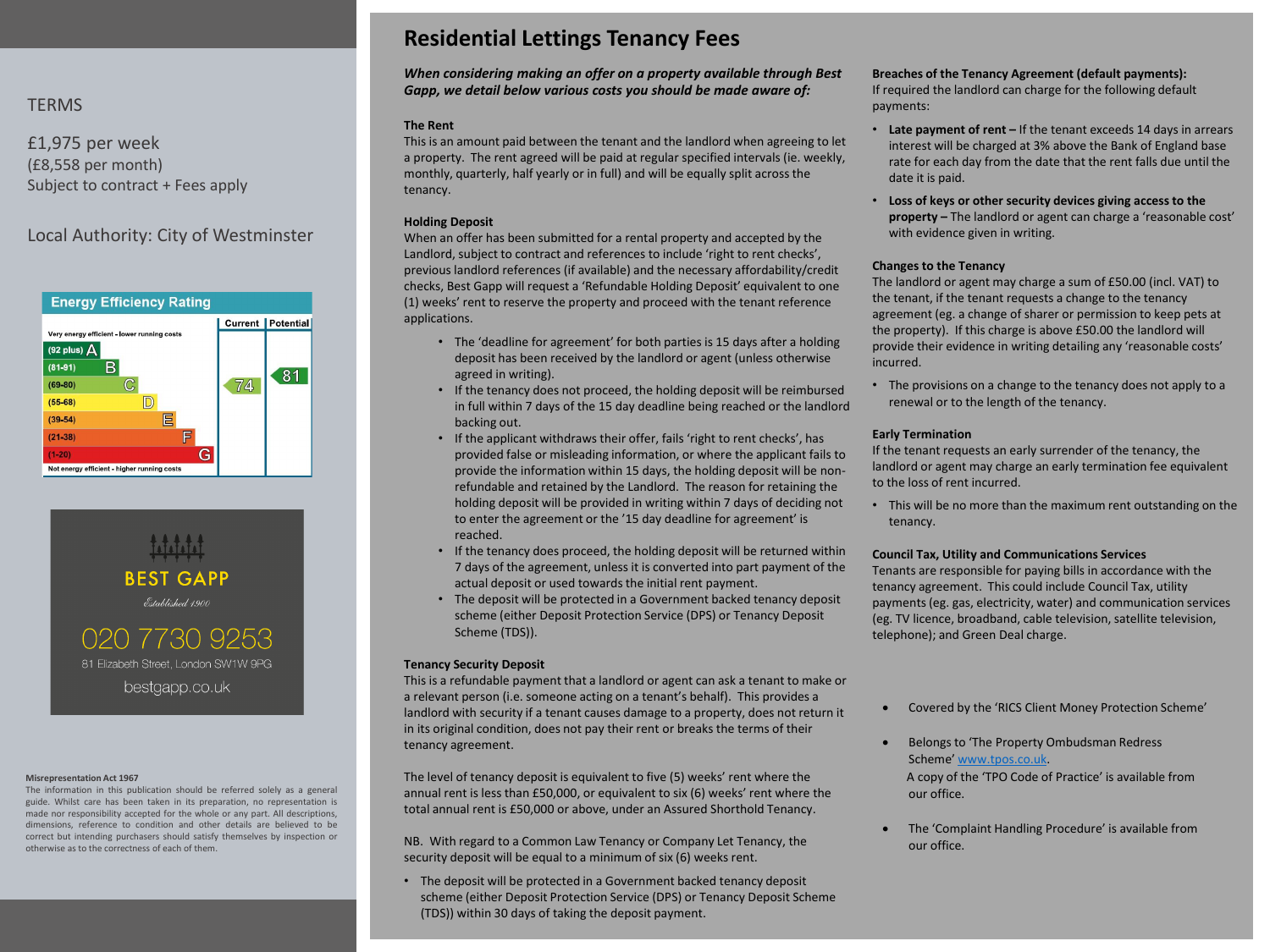TERMS

£1,975 per week
(£8,558 per month)
Subject to contract + Fees apply

Local Authority: City of Westminster

Energy Efficiency Rating

Current | Potential

Very energy efficient - lower running costs
(92 plus) A
(81-91) B
(69-80) C
(55-68) D
(39-54) E
(21-38) F
(1-20) G
Not energy efficient - higher running costs

74
81

BEST GAPP
Established 1900
020 7730 9253
81 Elizabeth Street, London SW1W 9PG
bestgapp.co.uk

**Misrepresentation Act 1967**
The information in this publication should be referred solely as a general guide. Whilst care has been taken in its preparation, no representation is made nor responsibility accepted for the whole or any part. All descriptions, dimensions, reference to condition and other details are believed to be correct but intending purchasers should satisfy themselves by inspection or otherwise as to the correctness of each of them.

# Residential Lettings Tenancy Fees

***When considering making an offer on a property available through Best Gapp, we detail below various costs you should be made aware of:***

**The Rent**
This is an amount paid between the tenant and the landlord when agreeing to let a property. The rent agreed will be paid at regular specified intervals (ie. weekly, monthly, quarterly, half yearly or in full) and will be equally split across the tenancy.

**Holding Deposit**
When an offer has been submitted for a rental property and accepted by the Landlord, subject to contract and references to include 'right to rent checks', previous landlord references (if available) and the necessary affordability/credit checks, Best Gapp will request a 'Refundable Holding Deposit' equivalent to one (1) weeks' rent to reserve the property and proceed with the tenant reference applications.

- The 'deadline for agreement' for both parties is 15 days after a holding deposit has been received by the landlord or agent (unless otherwise agreed in writing).
- If the tenancy does not proceed, the holding deposit will be reimbursed in full within 7 days of the 15 day deadline being reached or the landlord backing out.
- If the applicant withdraws their offer, fails 'right to rent checks', has provided false or misleading information, or where the applicant fails to provide the information within 15 days, the holding deposit will be non-refundable and retained by the Landlord. The reason for retaining the holding deposit will be provided in writing within 7 days of deciding not to enter the agreement or the '15 day deadline for agreement' is reached.
- If the tenancy does proceed, the holding deposit will be returned within 7 days of the agreement, unless it is converted into part payment of the actual deposit or used towards the initial rent payment.
- The deposit will be protected in a Government backed tenancy deposit scheme (either Deposit Protection Service (DPS) or Tenancy Deposit Scheme (TDS)).

**Tenancy Security Deposit**
This is a refundable payment that a landlord or agent can ask a tenant to make or a relevant person (i.e. someone acting on a tenant's behalf). This provides a landlord with security if a tenant causes damage to a property, does not return it in its original condition, does not pay their rent or breaks the terms of their tenancy agreement.

The level of tenancy deposit is equivalent to five (5) weeks' rent where the annual rent is less than £50,000, or equivalent to six (6) weeks' rent where the total annual rent is £50,000 or above, under an Assured Shorthold Tenancy.

NB. With regard to a Common Law Tenancy or Company Let Tenancy, the security deposit will be equal to a minimum of six (6) weeks rent.

- The deposit will be protected in a Government backed tenancy deposit scheme (either Deposit Protection Service (DPS) or Tenancy Deposit Scheme (TDS)) within 30 days of taking the deposit payment.

**Breaches of the Tenancy Agreement (default payments):**
If required the landlord can charge for the following default payments:

- **Late payment of rent –** If the tenant exceeds 14 days in arrears interest will be charged at 3% above the Bank of England base rate for each day from the date that the rent falls due until the date it is paid.
- **Loss of keys or other security devices giving access to the property –** The landlord or agent can charge a 'reasonable cost' with evidence given in writing.

**Changes to the Tenancy**
The landlord or agent may charge a sum of £50.00 (incl. VAT) to the tenant, if the tenant requests a change to the tenancy agreement (eg. a change of sharer or permission to keep pets at the property). If this charge is above £50.00 the landlord will provide their evidence in writing detailing any 'reasonable costs' incurred.

- The provisions on a change to the tenancy does not apply to a renewal or to the length of the tenancy.

**Early Termination**
If the tenant requests an early surrender of the tenancy, the landlord or agent may charge an early termination fee equivalent to the loss of rent incurred.

- This will be no more than the maximum rent outstanding on the tenancy.

**Council Tax, Utility and Communications Services**
Tenants are responsible for paying bills in accordance with the tenancy agreement. This could include Council Tax, utility payments (eg. gas, electricity, water) and communication services (eg. TV licence, broadband, cable television, satellite television, telephone); and Green Deal charge.

- Covered by the 'RICS Client Money Protection Scheme'
- Belongs to 'The Property Ombudsman Redress Scheme' www.tpos.co.uk.
  A copy of the 'TPO Code of Practice' is available from our office.
- The 'Complaint Handling Procedure' is available from our office.